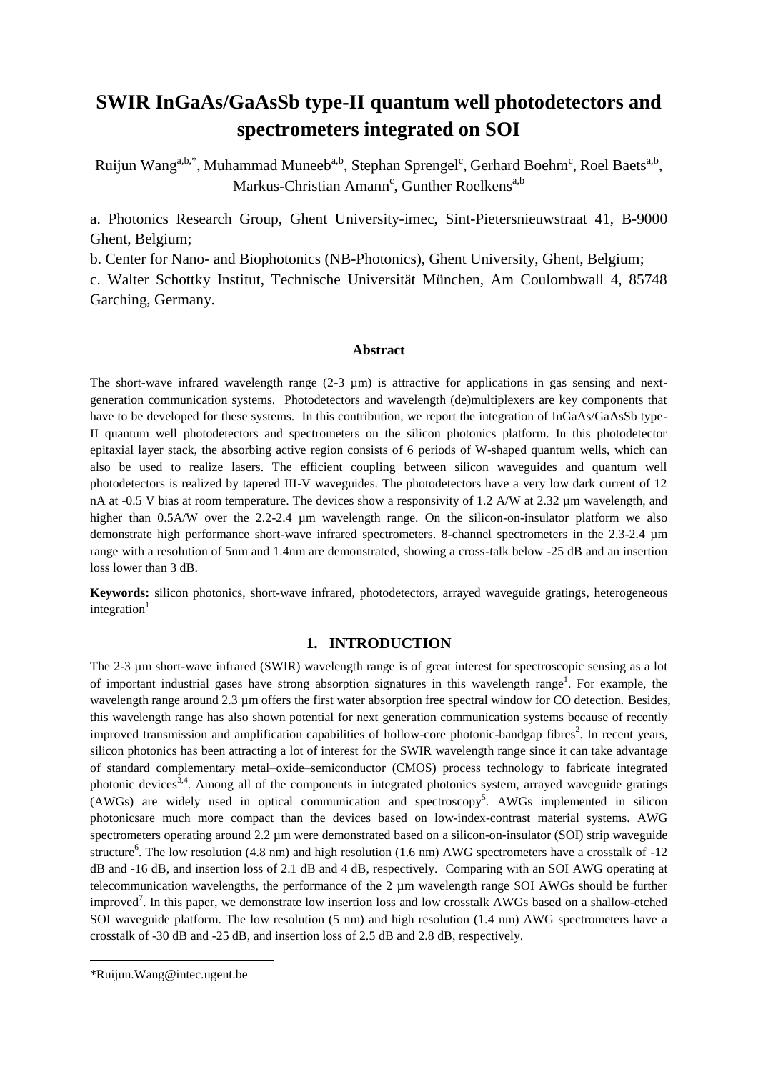# SWIR InGaAs/GaAsSb type-II quantum well photodetectors and spectrometers integrated on SOI

Ruijun Wang[a,b,*], Muhammad Muneeb[a,b], Stephan Sprengel[c], Gerhard Boehm[c], Roel Baets[a,b], Markus-Christian Amann[c], Gunther Roelkens[a,b]

a. Photonics Research Group, Ghent University-imec, Sint-Pietersnieuwstraat 41, B-9000 Ghent, Belgium;

b. Center for Nano- and Biophotonics (NB-Photonics), Ghent University, Ghent, Belgium;

c. Walter Schottky Institut, Technische Universität München, Am Coulombwall 4, 85748 Garching, Germany.

### Abstract

The short-wave infrared wavelength range (2-3 µm) is attractive for applications in gas sensing and next-generation communication systems. Photodetectors and wavelength (de)multiplexers are key components that have to be developed for these systems. In this contribution, we report the integration of InGaAs/GaAsSb type-II quantum well photodetectors and spectrometers on the silicon photonics platform. In this photodetector epitaxial layer stack, the absorbing active region consists of 6 periods of W-shaped quantum wells, which can also be used to realize lasers. The efficient coupling between silicon waveguides and quantum well photodetectors is realized by tapered III-V waveguides. The photodetectors have a very low dark current of 12 nA at -0.5 V bias at room temperature. The devices show a responsivity of 1.2 A/W at 2.32 µm wavelength, and higher than 0.5A/W over the 2.2-2.4 µm wavelength range. On the silicon-on-insulator platform we also demonstrate high performance short-wave infrared spectrometers. 8-channel spectrometers in the 2.3-2.4 µm range with a resolution of 5nm and 1.4nm are demonstrated, showing a cross-talk below -25 dB and an insertion loss lower than 3 dB.

**Keywords:** silicon photonics, short-wave infrared, photodetectors, arrayed waveguide gratings, heterogeneous integration[1]

## 1. INTRODUCTION

The 2-3 µm short-wave infrared (SWIR) wavelength range is of great interest for spectroscopic sensing as a lot of important industrial gases have strong absorption signatures in this wavelength range[1]. For example, the wavelength range around 2.3 µm offers the first water absorption free spectral window for CO detection. Besides, this wavelength range has also shown potential for next generation communication systems because of recently improved transmission and amplification capabilities of hollow-core photonic-bandgap fibres[2]. In recent years, silicon photonics has been attracting a lot of interest for the SWIR wavelength range since it can take advantage of standard complementary metal–oxide–semiconductor (CMOS) process technology to fabricate integrated photonic devices[3,4]. Among all of the components in integrated photonics system, arrayed waveguide gratings (AWGs) are widely used in optical communication and spectroscopy[5]. AWGs implemented in silicon photonicsare much more compact than the devices based on low-index-contrast material systems. AWG spectrometers operating around 2.2 µm were demonstrated based on a silicon-on-insulator (SOI) strip waveguide structure[6]. The low resolution (4.8 nm) and high resolution (1.6 nm) AWG spectrometers have a crosstalk of -12 dB and -16 dB, and insertion loss of 2.1 dB and 4 dB, respectively. Comparing with an SOI AWG operating at telecommunication wavelengths, the performance of the 2 µm wavelength range SOI AWGs should be further improved[7]. In this paper, we demonstrate low insertion loss and low crosstalk AWGs based on a shallow-etched SOI waveguide platform. The low resolution (5 nm) and high resolution (1.4 nm) AWG spectrometers have a crosstalk of -30 dB and -25 dB, and insertion loss of 2.5 dB and 2.8 dB, respectively.

*Ruijun.Wang@intec.ugent.be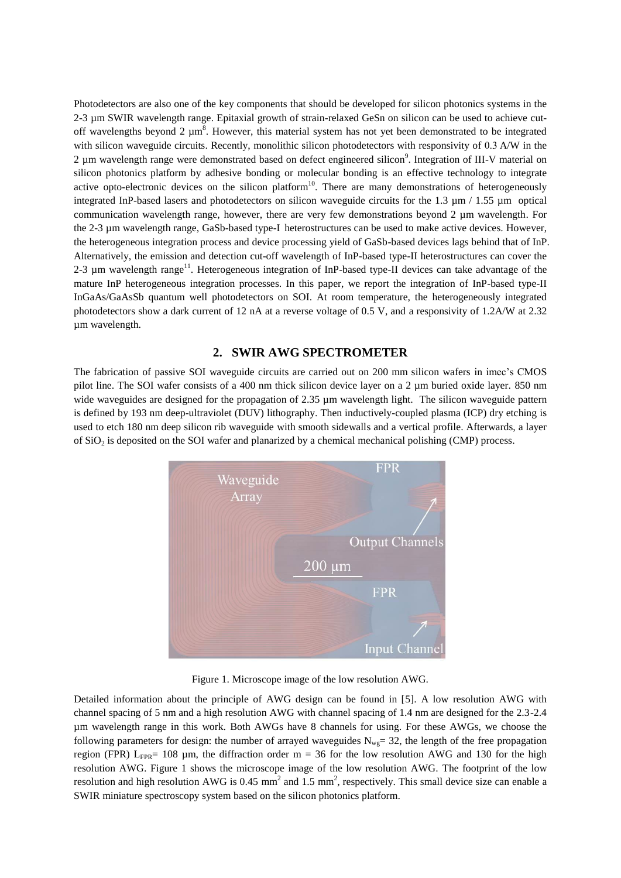Photodetectors are also one of the key components that should be developed for silicon photonics systems in the 2-3 µm SWIR wavelength range. Epitaxial growth of strain-relaxed GeSn on silicon can be used to achieve cut-off wavelengths beyond 2 µm[8]. However, this material system has not yet been demonstrated to be integrated with silicon waveguide circuits. Recently, monolithic silicon photodetectors with responsivity of 0.3 A/W in the 2 µm wavelength range were demonstrated based on defect engineered silicon[9]. Integration of III-V material on silicon photonics platform by adhesive bonding or molecular bonding is an effective technology to integrate active opto-electronic devices on the silicon platform[10]. There are many demonstrations of heterogeneously integrated InP-based lasers and photodetectors on silicon waveguide circuits for the 1.3 µm / 1.55 µm optical communication wavelength range, however, there are very few demonstrations beyond 2 µm wavelength. For the 2-3 µm wavelength range, GaSb-based type-I heterostructures can be used to make active devices. However, the heterogeneous integration process and device processing yield of GaSb-based devices lags behind that of InP. Alternatively, the emission and detection cut-off wavelength of InP-based type-II heterostructures can cover the 2-3 µm wavelength range[11]. Heterogeneous integration of InP-based type-II devices can take advantage of the mature InP heterogeneous integration processes. In this paper, we report the integration of InP-based type-II InGaAs/GaAsSb quantum well photodetectors on SOI. At room temperature, the heterogeneously integrated photodetectors show a dark current of 12 nA at a reverse voltage of 0.5 V, and a responsivity of 1.2A/W at 2.32 µm wavelength.

## 2. SWIR AWG SPECTROMETER

The fabrication of passive SOI waveguide circuits are carried out on 200 mm silicon wafers in imec's CMOS pilot line. The SOI wafer consists of a 400 nm thick silicon device layer on a 2 µm buried oxide layer. 850 nm wide waveguides are designed for the propagation of 2.35 µm wavelength light. The silicon waveguide pattern is defined by 193 nm deep-ultraviolet (DUV) lithography. Then inductively-coupled plasma (ICP) dry etching is used to etch 180 nm deep silicon rib waveguide with smooth sidewalls and a vertical profile. Afterwards, a layer of $SiO_2$ is deposited on the SOI wafer and planarized by a chemical mechanical polishing (CMP) process.

Figure 1. Microscope image of the low resolution AWG.

Detailed information about the principle of AWG design can be found in [5]. A low resolution AWG with channel spacing of 5 nm and a high resolution AWG with channel spacing of 1.4 nm are designed for the 2.3-2.4 µm wavelength range in this work. Both AWGs have 8 channels for using. For these AWGs, we choose the following parameters for design: the number of arrayed waveguides $N_{wg}$= 32, the length of the free propagation region (FPR) $L_{FPR}$= 108 µm, the diffraction order m = 36 for the low resolution AWG and 130 for the high resolution AWG. Figure 1 shows the microscope image of the low resolution AWG. The footprint of the low resolution and high resolution AWG is 0.45 $mm^2$ and 1.5 $mm^2$, respectively. This small device size can enable a SWIR miniature spectroscopy system based on the silicon photonics platform.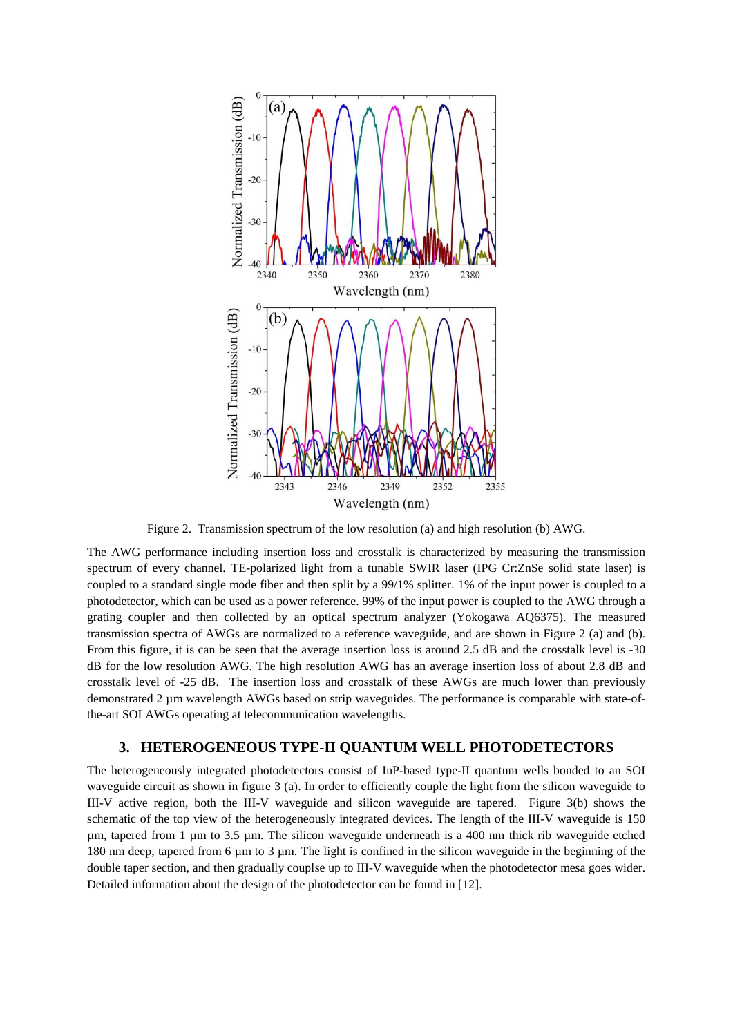Figure 2. Transmission spectrum of the low resolution (a) and high resolution (b) AWG.

The AWG performance including insertion loss and crosstalk is characterized by measuring the transmission spectrum of every channel. TE-polarized light from a tunable SWIR laser (IPG Cr:ZnSe solid state laser) is coupled to a standard single mode fiber and then split by a 99/1% splitter. 1% of the input power is coupled to a photodetector, which can be used as a power reference. 99% of the input power is coupled to the AWG through a grating coupler and then collected by an optical spectrum analyzer (Yokogawa AQ6375). The measured transmission spectra of AWGs are normalized to a reference waveguide, and are shown in Figure 2 (a) and (b). From this figure, it is can be seen that the average insertion loss is around 2.5 dB and the crosstalk level is -30 dB for the low resolution AWG. The high resolution AWG has an average insertion loss of about 2.8 dB and crosstalk level of -25 dB. The insertion loss and crosstalk of these AWGs are much lower than previously demonstrated 2 µm wavelength AWGs based on strip waveguides. The performance is comparable with state-of-the-art SOI AWGs operating at telecommunication wavelengths.

## 3. HETEROGENEOUS TYPE-II QUANTUM WELL PHOTODETECTORS

The heterogeneously integrated photodetectors consist of InP-based type-II quantum wells bonded to an SOI waveguide circuit as shown in figure 3 (a). In order to efficiently couple the light from the silicon waveguide to III-V active region, both the III-V waveguide and silicon waveguide are tapered. Figure 3(b) shows the schematic of the top view of the heterogeneously integrated devices. The length of the III-V waveguide is 150 µm, tapered from 1 µm to 3.5 µm. The silicon waveguide underneath is a 400 nm thick rib waveguide etched 180 nm deep, tapered from 6 µm to 3 µm. The light is confined in the silicon waveguide in the beginning of the double taper section, and then gradually couplse up to III-V waveguide when the photodetector mesa goes wider. Detailed information about the design of the photodetector can be found in [12].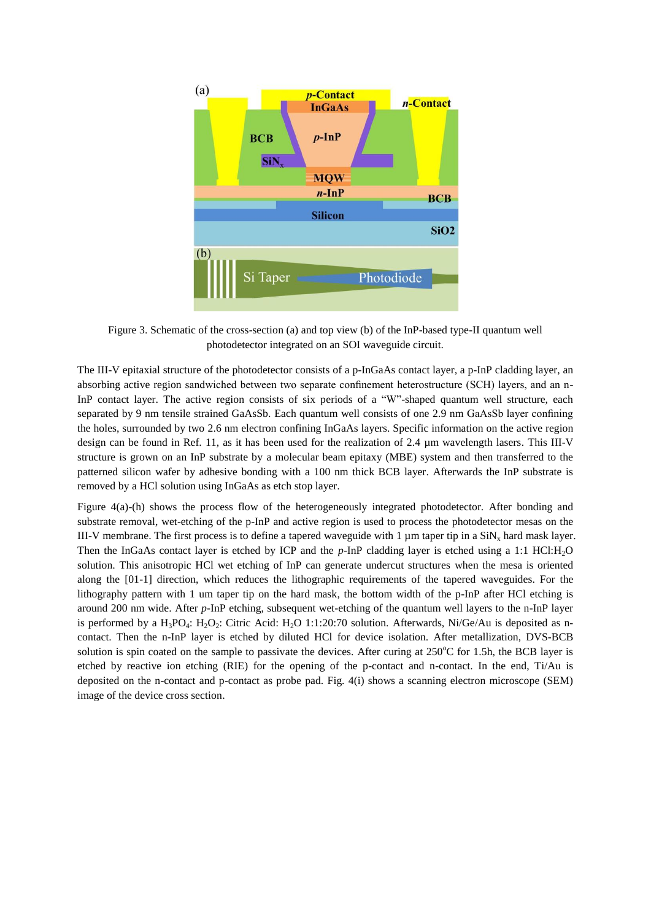Figure 3. Schematic of the cross-section (a) and top view (b) of the InP-based type-II quantum well photodetector integrated on an SOI waveguide circuit.

The III-V epitaxial structure of the photodetector consists of a p-InGaAs contact layer, a p-InP cladding layer, an absorbing active region sandwiched between two separate confinement heterostructure (SCH) layers, and an n-InP contact layer. The active region consists of six periods of a "W"-shaped quantum well structure, each separated by 9 nm tensile strained GaAsSb. Each quantum well consists of one 2.9 nm GaAsSb layer confining the holes, surrounded by two 2.6 nm electron confining InGaAs layers. Specific information on the active region design can be found in Ref. 11, as it has been used for the realization of 2.4 µm wavelength lasers. This III-V structure is grown on an InP substrate by a molecular beam epitaxy (MBE) system and then transferred to the patterned silicon wafer by adhesive bonding with a 100 nm thick BCB layer. Afterwards the InP substrate is removed by a HCl solution using InGaAs as etch stop layer.

Figure 4(a)-(h) shows the process flow of the heterogeneously integrated photodetector. After bonding and substrate removal, wet-etching of the p-InP and active region is used to process the photodetector mesas on the III-V membrane. The first process is to define a tapered waveguide with 1 µm taper tip in a $SiN_x$ hard mask layer. Then the InGaAs contact layer is etched by ICP and the *p*-InP cladding layer is etched using a 1:1 $HCl:H_2O$ solution. This anisotropic HCl wet etching of InP can generate undercut structures when the mesa is oriented along the [01-1] direction, which reduces the lithographic requirements of the tapered waveguides. For the lithography pattern with 1 um taper tip on the hard mask, the bottom width of the p-InP after HCl etching is around 200 nm wide. After *p*-InP etching, subsequent wet-etching of the quantum well layers to the n-InP layer is performed by a $H_3PO_4$: $H_2O_2$: Citric Acid: $H_2O$ 1:1:20:70 solution. Afterwards, Ni/Ge/Au is deposited as n-contact. Then the n-InP layer is etched by diluted HCl for device isolation. After metallization, DVS-BCB solution is spin coated on the sample to passivate the devices. After curing at 250$^{o}$C for 1.5h, the BCB layer is etched by reactive ion etching (RIE) for the opening of the p-contact and n-contact. In the end, Ti/Au is deposited on the n-contact and p-contact as probe pad. Fig. 4(i) shows a scanning electron microscope (SEM) image of the device cross section.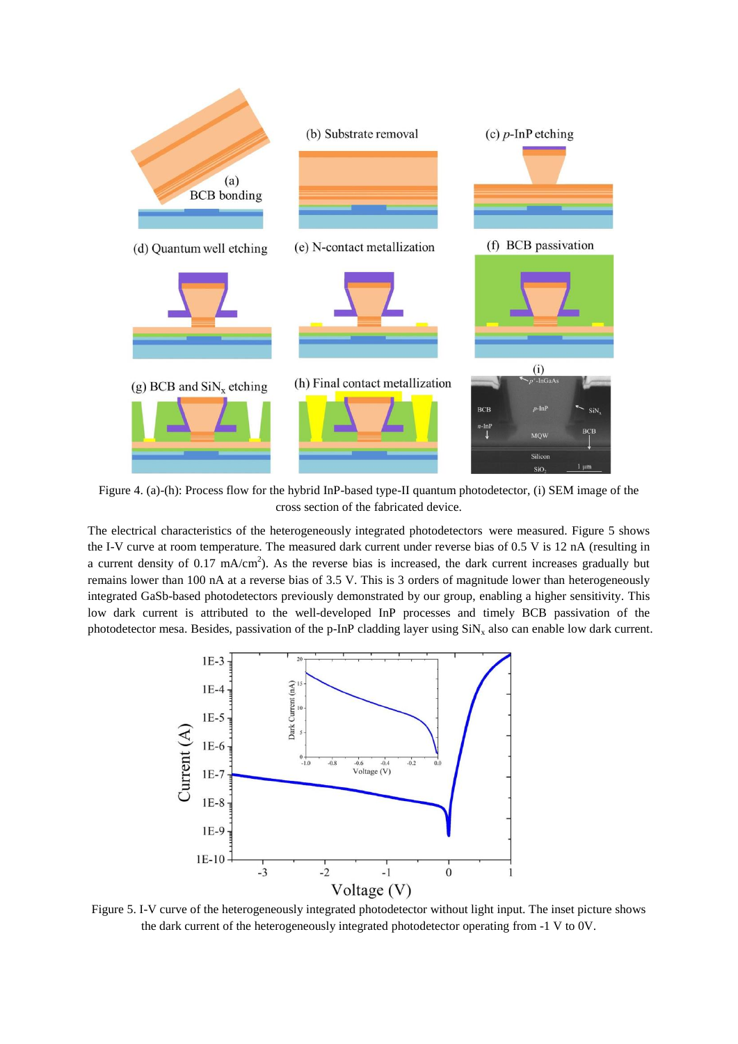Figure 4. (a)-(h): Process flow for the hybrid InP-based type-II quantum photodetector, (i) SEM image of the cross section of the fabricated device.

The electrical characteristics of the heterogeneously integrated photodetectors were measured. Figure 5 shows the I-V curve at room temperature. The measured dark current under reverse bias of 0.5 V is 12 nA (resulting in a current density of 0.17 mA/cm$^2$). As the reverse bias is increased, the dark current increases gradually but remains lower than 100 nA at a reverse bias of 3.5 V. This is 3 orders of magnitude lower than heterogeneously integrated GaSb-based photodetectors previously demonstrated by our group, enabling a higher sensitivity. This low dark current is attributed to the well-developed InP processes and timely BCB passivation of the photodetector mesa. Besides, passivation of the p-InP cladding layer using $SiN_x$ also can enable low dark current.

Figure 5. I-V curve of the heterogeneously integrated photodetector without light input. The inset picture shows the dark current of the heterogeneously integrated photodetector operating from -1 V to 0V.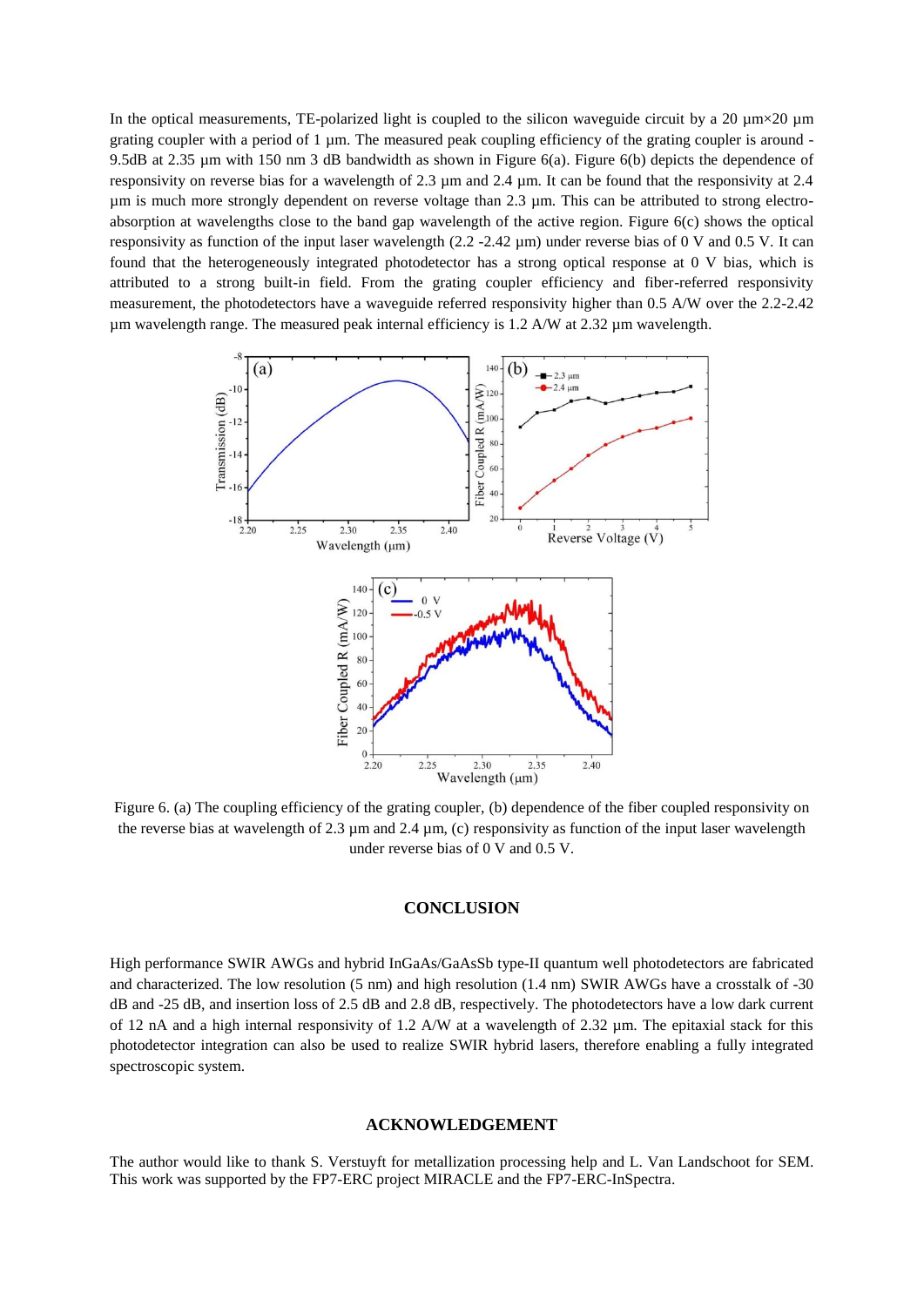In the optical measurements, TE-polarized light is coupled to the silicon waveguide circuit by a 20 µm×20 µm grating coupler with a period of 1 µm. The measured peak coupling efficiency of the grating coupler is around -9.5dB at 2.35 µm with 150 nm 3 dB bandwidth as shown in Figure 6(a). Figure 6(b) depicts the dependence of responsivity on reverse bias for a wavelength of 2.3 µm and 2.4 µm. It can be found that the responsivity at 2.4 µm is much more strongly dependent on reverse voltage than 2.3 µm. This can be attributed to strong electro-absorption at wavelengths close to the band gap wavelength of the active region. Figure 6(c) shows the optical responsivity as function of the input laser wavelength (2.2 -2.42 µm) under reverse bias of 0 V and 0.5 V. It can found that the heterogeneously integrated photodetector has a strong optical response at 0 V bias, which is attributed to a strong built-in field. From the grating coupler efficiency and fiber-referred responsivity measurement, the photodetectors have a waveguide referred responsivity higher than 0.5 A/W over the 2.2-2.42 µm wavelength range. The measured peak internal efficiency is 1.2 A/W at 2.32 µm wavelength.

Figure 6. (a) The coupling efficiency of the grating coupler, (b) dependence of the fiber coupled responsivity on the reverse bias at wavelength of 2.3 µm and 2.4 µm, (c) responsivity as function of the input laser wavelength under reverse bias of 0 V and 0.5 V.

## CONCLUSION

High performance SWIR AWGs and hybrid InGaAs/GaAsSb type-II quantum well photodetectors are fabricated and characterized. The low resolution (5 nm) and high resolution (1.4 nm) SWIR AWGs have a crosstalk of -30 dB and -25 dB, and insertion loss of 2.5 dB and 2.8 dB, respectively. The photodetectors have a low dark current of 12 nA and a high internal responsivity of 1.2 A/W at a wavelength of 2.32 µm. The epitaxial stack for this photodetector integration can also be used to realize SWIR hybrid lasers, therefore enabling a fully integrated spectroscopic system.

## ACKNOWLEDGEMENT

The author would like to thank S. Verstuyft for metallization processing help and L. Van Landschoot for SEM. This work was supported by the FP7-ERC project MIRACLE and the FP7-ERC-InSpectra.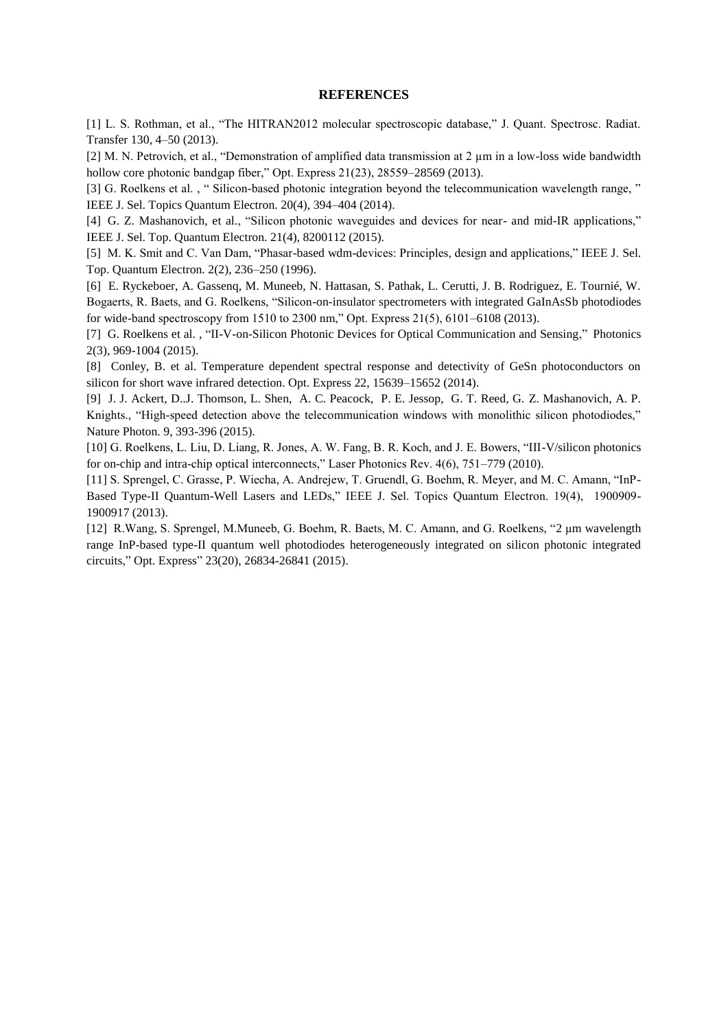## REFERENCES

[1] L. S. Rothman, et al., "The HITRAN2012 molecular spectroscopic database," J. Quant. Spectrosc. Radiat. Transfer 130, 4–50 (2013).

[2] M. N. Petrovich, et al., "Demonstration of amplified data transmission at 2 µm in a low-loss wide bandwidth hollow core photonic bandgap fiber," Opt. Express 21(23), 28559–28569 (2013).

[3] G. Roelkens et al. , " Silicon-based photonic integration beyond the telecommunication wavelength range, " IEEE J. Sel. Topics Quantum Electron. 20(4), 394–404 (2014).

[4] G. Z. Mashanovich, et al., "Silicon photonic waveguides and devices for near- and mid-IR applications," IEEE J. Sel. Top. Quantum Electron. 21(4), 8200112 (2015).

[5] M. K. Smit and C. Van Dam, "Phasar-based wdm-devices: Principles, design and applications," IEEE J. Sel. Top. Quantum Electron. 2(2), 236–250 (1996).

[6] E. Ryckeboer, A. Gassenq, M. Muneeb, N. Hattasan, S. Pathak, L. Cerutti, J. B. Rodriguez, E. Tournié, W. Bogaerts, R. Baets, and G. Roelkens, "Silicon-on-insulator spectrometers with integrated GaInAsSb photodiodes for wide-band spectroscopy from 1510 to 2300 nm," Opt. Express 21(5), 6101–6108 (2013).

[7] G. Roelkens et al. , "II-V-on-Silicon Photonic Devices for Optical Communication and Sensing," Photonics 2(3), 969-1004 (2015).

[8] Conley, B. et al. Temperature dependent spectral response and detectivity of GeSn photoconductors on silicon for short wave infrared detection. Opt. Express 22, 15639–15652 (2014).

[9] J. J. Ackert, D..J. Thomson, L. Shen, A. C. Peacock, P. E. Jessop, G. T. Reed, G. Z. Mashanovich, A. P. Knights., "High-speed detection above the telecommunication windows with monolithic silicon photodiodes," Nature Photon. 9, 393-396 (2015).

[10] G. Roelkens, L. Liu, D. Liang, R. Jones, A. W. Fang, B. R. Koch, and J. E. Bowers, "III-V/silicon photonics for on-chip and intra-chip optical interconnects," Laser Photonics Rev. 4(6), 751–779 (2010).

[11] S. Sprengel, C. Grasse, P. Wiecha, A. Andrejew, T. Gruendl, G. Boehm, R. Meyer, and M. C. Amann, "InP-Based Type-II Quantum-Well Lasers and LEDs," IEEE J. Sel. Topics Quantum Electron. 19(4), 1900909-1900917 (2013).

[12] R.Wang, S. Sprengel, M.Muneeb, G. Boehm, R. Baets, M. C. Amann, and G. Roelkens, "2 µm wavelength range InP-based type-II quantum well photodiodes heterogeneously integrated on silicon photonic integrated circuits," Opt. Express" 23(20), 26834-26841 (2015).